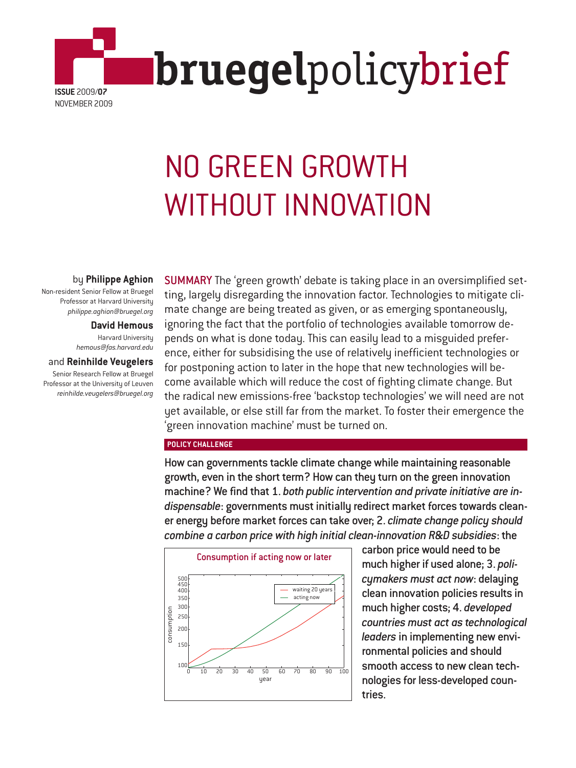# NO GREEN GROWTH WITHOUT INNOVATION

by **Philippe Aghion**
Non-resident Senior Fellow at Bruegel
Professor at Harvard University
*philippe.aghion@bruegel.org*

**David Hemous**
Harvard University
*hemous@fas.harvard.edu*

and **Reinhilde Veugelers**
Senior Research Fellow at Bruegel
Professor at the University of Leuven
*reinhilde.veugelers@bruegel.org*

**SUMMARY** The 'green growth' debate is taking place in an oversimplified setting, largely disregarding the innovation factor. Technologies to mitigate climate change are being treated as given, or as emerging spontaneously, ignoring the fact that the portfolio of technologies available tomorrow depends on what is done today. This can easily lead to a misguided preference, either for subsidising the use of relatively inefficient technologies or for postponing action to later in the hope that new technologies will become available which will reduce the cost of fighting climate change. But the radical new emissions-free 'backstop technologies' we will need are not yet available, or else still far from the market. To foster their emergence the 'green innovation machine' must be turned on.

**POLICY CHALLENGE**

**How can governments tackle climate change while maintaining reasonable growth, even in the short term? How can they turn on the green innovation machine? We find that 1. *both public intervention and private initiative are indispensable*: governments must initially redirect market forces towards cleaner energy before market forces can take over; 2. *climate change policy should combine a carbon price with high initial clean-innovation R&D subsidies*: the carbon price would need to be much higher if used alone; 3. *policymakers must act now*: delaying clean innovation policies results in much higher costs; 4. *developed countries must act as technological leaders* in implementing new environmental policies and should smooth access to new clean technologies for less-developed countries.**

Consumption if acting now or later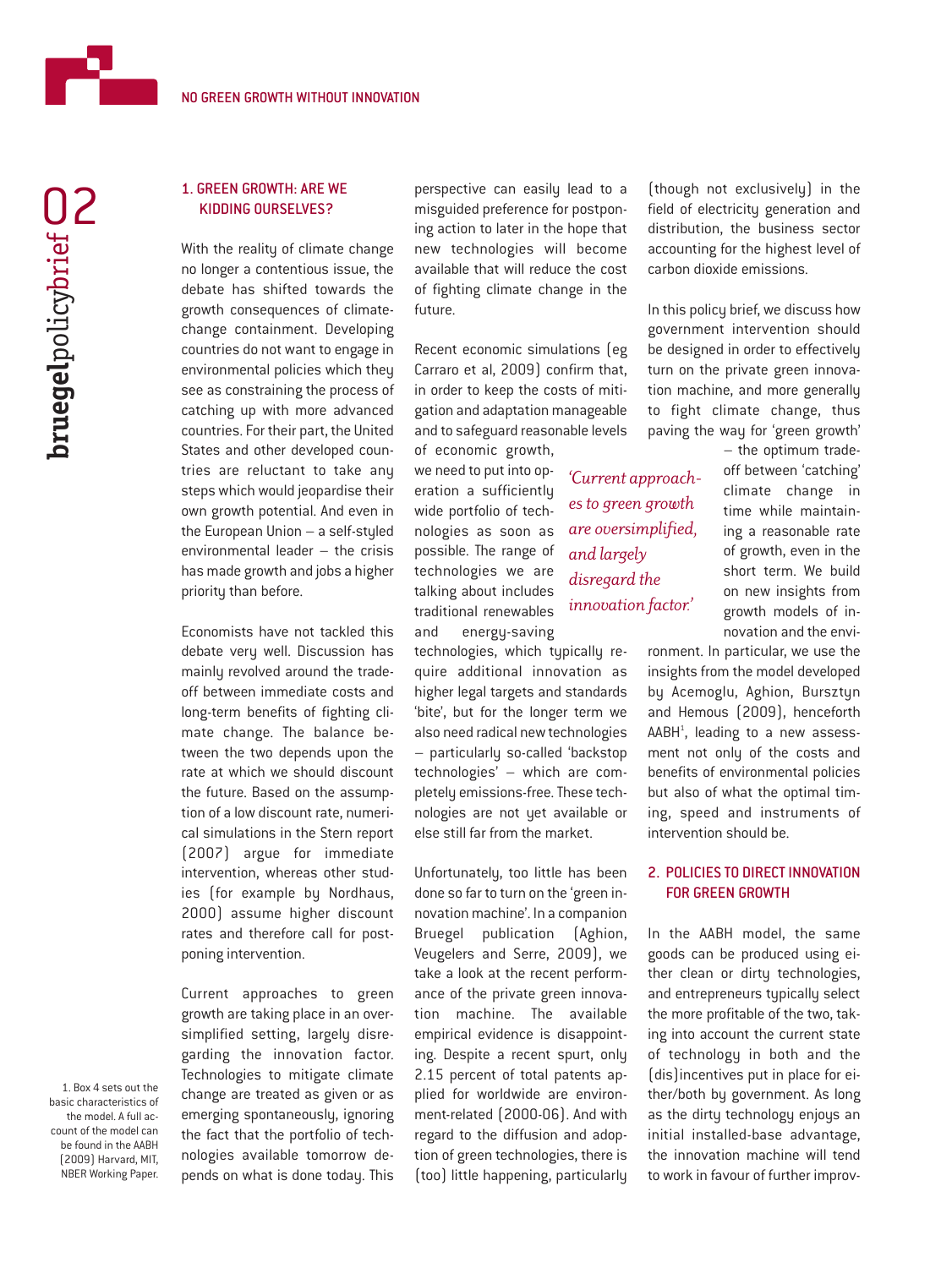## 1. GREEN GROWTH: ARE WE KIDDING OURSELVES?

With the reality of climate change no longer a contentious issue, the debate has shifted towards the growth consequences of climate-change containment. Developing countries do not want to engage in environmental policies which they see as constraining the process of catching up with more advanced countries. For their part, the United States and other developed countries are reluctant to take any steps which would jeopardise their own growth potential. And even in the European Union – a self-styled environmental leader – the crisis has made growth and jobs a higher priority than before.

Economists have not tackled this debate very well. Discussion has mainly revolved around the trade-off between immediate costs and long-term benefits of fighting climate change. The balance between the two depends upon the rate at which we should discount the future. Based on the assumption of a low discount rate, numerical simulations in the Stern report (2007) argue for immediate intervention, whereas other studies (for example by Nordhaus, 2000) assume higher discount rates and therefore call for postponing intervention.

Current approaches to green growth are taking place in an oversimplified setting, largely disregarding the innovation factor. Technologies to mitigate climate change are treated as given or as emerging spontaneously, ignoring the fact that the portfolio of technologies available tomorrow depends on what is done today. This perspective can easily lead to a misguided preference for postponing action to later in the hope that new technologies will become available that will reduce the cost of fighting climate change in the future.

Recent economic simulations (eg Carraro et al, 2009) confirm that, in order to keep the costs of mitigation and adaptation manageable and to safeguard reasonable levels of economic growth, we need to put into operation a sufficiently wide portfolio of technologies as soon as possible. The range of technologies we are talking about includes traditional renewables and energy-saving technologies, which typically require additional innovation as higher legal targets and standards 'bite', but for the longer term we also need radical new technologies – particularly so-called 'backstop technologies' – which are completely emissions-free. These technologies are not yet available or else still far from the market.

*'Current approaches to green growth are oversimplified, and largely disregard the innovation factor.'*

Unfortunately, too little has been done so far to turn on the 'green innovation machine'. In a companion Bruegel publication (Aghion, Veugelers and Serre, 2009), we take a look at the recent performance of the private green innovation machine. The available empirical evidence is disappointing. Despite a recent spurt, only 2.15 percent of total patents applied for worldwide are environment-related (2000-06). And with regard to the diffusion and adoption of green technologies, there is (too) little happening, particularly (though not exclusively) in the field of electricity generation and distribution, the business sector accounting for the highest level of carbon dioxide emissions.

In this policy brief, we discuss how government intervention should be designed in order to effectively turn on the private green innovation machine, and more generally to fight climate change, thus paving the way for 'green growth' – the optimum trade-off between 'catching' climate change in time while maintaining a reasonable rate of growth, even in the short term. We build on new insights from growth models of innovation and the environment. In particular, we use the insights from the model developed by Acemoglu, Aghion, Bursztyn and Hemous (2009), henceforth AABH[1], leading to a new assessment not only of the costs and benefits of environmental policies but also of what the optimal timing, speed and instruments of intervention should be.

## 2. POLICIES TO DIRECT INNOVATION FOR GREEN GROWTH

In the AABH model, the same goods can be produced using either clean or dirty technologies, and entrepreneurs typically select the more profitable of the two, taking into account the current state of technology in both and the (dis)incentives put in place for either/both by government. As long as the dirty technology enjoys an initial installed-base advantage, the innovation machine will tend to work in favour of further improv-

1. Box 4 sets out the basic characteristics of the model. A full account of the model can be found in the AABH (2009) Harvard, MIT, NBER Working Paper.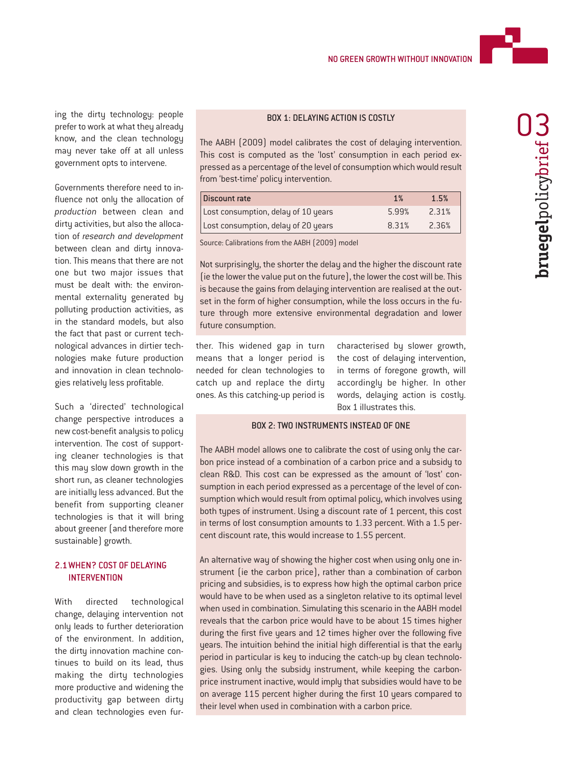ing the dirty technology: people prefer to work at what they already know, and the clean technology may never take off at all unless government opts to intervene.

Governments therefore need to influence not only the allocation of *production* between clean and dirty activities, but also the allocation of *research and development* between clean and dirty innovation. This means that there are not one but two major issues that must be dealt with: the environmental externality generated by polluting production activities, as in the standard models, but also the fact that past or current technological advances in dirtier technologies make future production and innovation in clean technologies relatively less profitable.

Such a 'directed' technological change perspective introduces a new cost-benefit analysis to policy intervention. The cost of supporting cleaner technologies is that this may slow down growth in the short run, as cleaner technologies are initially less advanced. But the benefit from supporting cleaner technologies is that it will bring about greener (and therefore more sustainable) growth.

## 2.1 WHEN? COST OF DELAYING INTERVENTION

With directed technological change, delaying intervention not only leads to further deterioration of the environment. In addition, the dirty innovation machine continues to build on its lead, thus making the dirty technologies more productive and widening the productivity gap between dirty and clean technologies even further. This widened gap in turn means that a longer period is needed for clean technologies to catch up and replace the dirty ones. As this catching-up period is characterised by slower growth, the cost of delaying intervention, in terms of foregone growth, will accordingly be higher. In other words, delaying action is costly. Box 1 illustrates this.

### BOX 1: DELAYING ACTION IS COSTLY

The AABH (2009) model calibrates the cost of delaying intervention. This cost is computed as the 'lost' consumption in each period expressed as a percentage of the level of consumption which would result from 'best-time' policy intervention.

| Discount rate | 1% | 1.5% |
|---|---|---|
| Lost consumption, delay of 10 years | 5.99% | 2.31% |
| Lost consumption, delay of 20 years | 8.31% | 2.36% |

Source: Calibrations from the AABH (2009) model

Not surprisingly, the shorter the delay and the higher the discount rate (ie the lower the value put on the future), the lower the cost will be. This is because the gains from delaying intervention are realised at the outset in the form of higher consumption, while the loss occurs in the future through more extensive environmental degradation and lower future consumption.

### BOX 2: TWO INSTRUMENTS INSTEAD OF ONE

The AABH model allows one to calibrate the cost of using only the carbon price instead of a combination of a carbon price and a subsidy to clean R&D. This cost can be expressed as the amount of 'lost' consumption in each period expressed as a percentage of the level of consumption which would result from optimal policy, which involves using both types of instrument. Using a discount rate of 1 percent, this cost in terms of lost consumption amounts to 1.33 percent. With a 1.5 percent discount rate, this would increase to 1.55 percent.

An alternative way of showing the higher cost when using only one instrument (ie the carbon price), rather than a combination of carbon pricing and subsidies, is to express how high the optimal carbon price would have to be when used as a singleton relative to its optimal level when used in combination. Simulating this scenario in the AABH model reveals that the carbon price would have to be about 15 times higher during the first five years and 12 times higher over the following five years. The intuition behind the initial high differential is that the early period in particular is key to inducing the catch-up by clean technologies. Using only the subsidy instrument, while keeping the carbon-price instrument inactive, would imply that subsidies would have to be on average 115 percent higher during the first 10 years compared to their level when used in combination with a carbon price.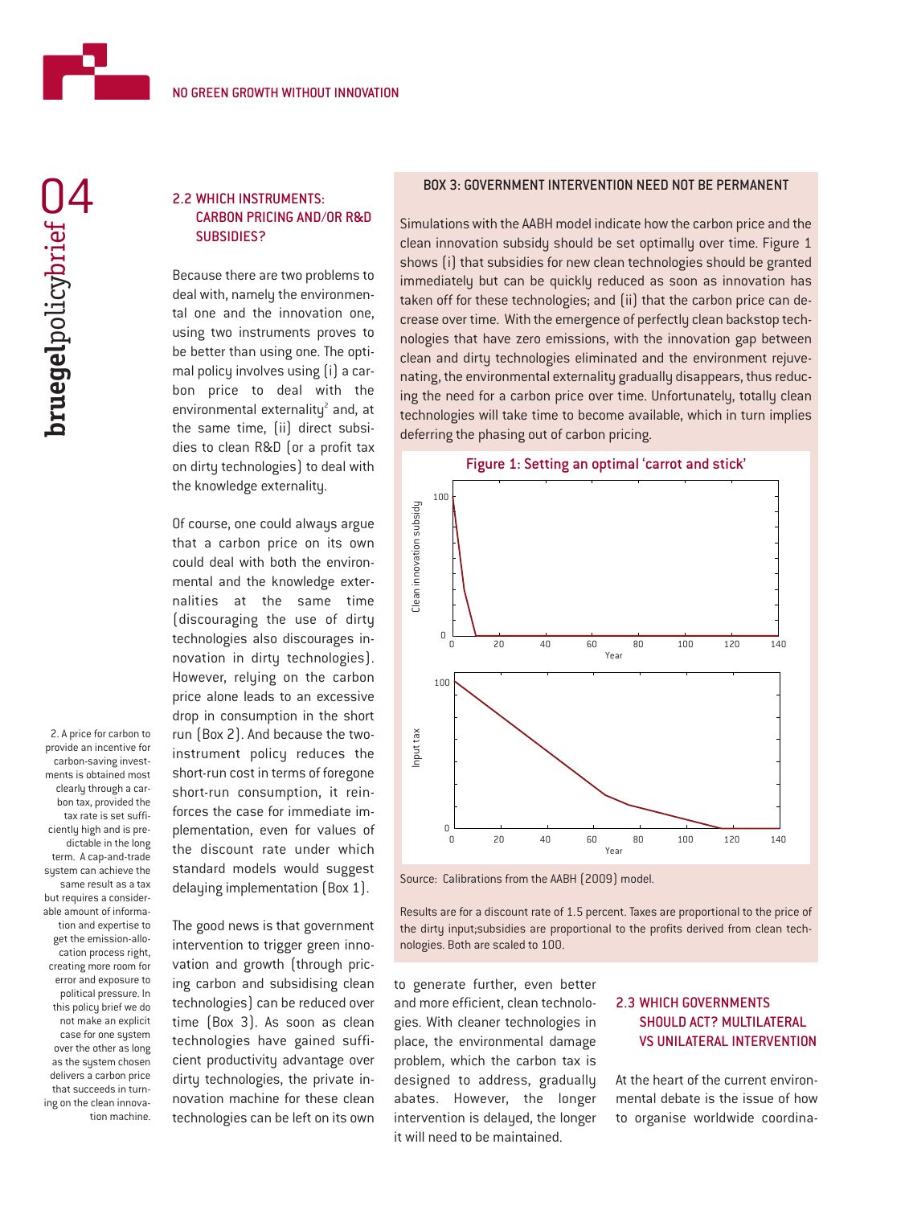## 2.2 WHICH INSTRUMENTS: CARBON PRICING AND/OR R&D SUBSIDIES?

Because there are two problems to deal with, namely the environmental one and the innovation one, using two instruments proves to be better than using one. The optimal policy involves using (i) a carbon price to deal with the environmental externality[2] and, at the same time, (ii) direct subsidies to clean R&D (or a profit tax on dirty technologies) to deal with the knowledge externality.

Of course, one could always argue that a carbon price on its own could deal with both the environmental and the knowledge externalities at the same time (discouraging the use of dirty technologies also discourages innovation in dirty technologies). However, relying on the carbon price alone leads to an excessive drop in consumption in the short run (Box 2). And because the two-instrument policy reduces the short-run cost in terms of foregone short-run consumption, it reinforces the case for immediate implementation, even for values of the discount rate under which standard models would suggest delaying implementation (Box 1).

The good news is that government intervention to trigger green innovation and growth (through pricing carbon and subsidising clean technologies) can be reduced over time (Box 3). As soon as clean technologies have gained sufficient productivity advantage over dirty technologies, the private innovation machine for these clean technologies can be left on its own to generate further, even better and more efficient, clean technologies. With cleaner technologies in place, the environmental damage problem, which the carbon tax is designed to address, gradually abates. However, the longer intervention is delayed, the longer it will need to be maintained.

2. A price for carbon to provide an incentive for carbon-saving investments is obtained most clearly through a carbon tax, provided the tax rate is set sufficiently high and is predictable in the long term. A cap-and-trade system can achieve the same result as a tax but requires a considerable amount of information and expertise to get the emission-allocation process right, creating more room for error and exposure to political pressure. In this policy brief we do not make an explicit case for one system over the other as long as the system chosen delivers a carbon price that succeeds in turning on the clean innovation machine.

### BOX 3: GOVERNMENT INTERVENTION NEED NOT BE PERMANENT

Simulations with the AABH model indicate how the carbon price and the clean innovation subsidy should be set optimally over time. Figure 1 shows (i) that subsidies for new clean technologies should be granted immediately but can be quickly reduced as soon as innovation has taken off for these technologies; and (ii) that the carbon price can decrease over time. With the emergence of perfectly clean backstop technologies that have zero emissions, with the innovation gap between clean and dirty technologies eliminated and the environment rejuvenating, the environmental externality gradually disappears, thus reducing the need for a carbon price over time. Unfortunately, totally clean technologies will take time to become available, which in turn implies deferring the phasing out of carbon pricing.

**Figure 1: Setting an optimal 'carrot and stick'**

Source: Calibrations from the AABH (2009) model.

Results are for a discount rate of 1.5 percent. Taxes are proportional to the price of the dirty input;subsidies are proportional to the profits derived from clean technologies. Both are scaled to 100.

## 2.3 WHICH GOVERNMENTS SHOULD ACT? MULTILATERAL VS UNILATERAL INTERVENTION

At the heart of the current environmental debate is the issue of how to organise worldwide coordina-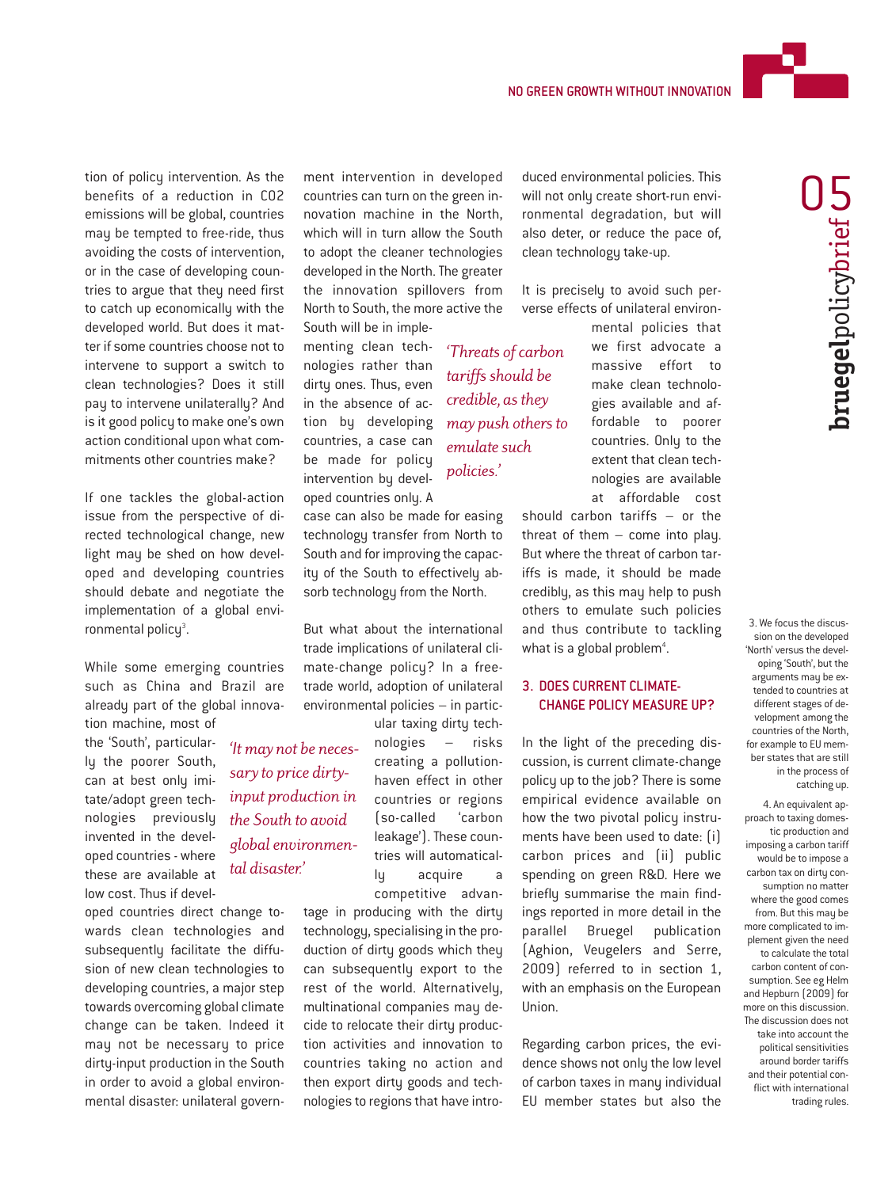tion of policy intervention. As the benefits of a reduction in CO2 emissions will be global, countries may be tempted to free-ride, thus avoiding the costs of intervention, or in the case of developing countries to argue that they need first to catch up economically with the developed world. But does it matter if some countries choose not to intervene to support a switch to clean technologies? Does it still pay to intervene unilaterally? And is it good policy to make one's own action conditional upon what commitments other countries make?

If one tackles the global-action issue from the perspective of directed technological change, new light may be shed on how developed and developing countries should debate and negotiate the implementation of a global environmental policy[3].

While some emerging countries such as China and Brazil are already part of the global innovation machine, most of the 'South', particularly the poorer South, can at best only imitate/adopt green technologies previously invented in the developed countries - where these are available at low cost. Thus if developed countries direct change towards clean technologies and subsequently facilitate the diffusion of new clean technologies to developing countries, a major step towards overcoming global climate change can be taken. Indeed it may not be necessary to price dirty-input production in the South in order to avoid a global environmental disaster: unilateral government intervention in developed countries can turn on the green innovation machine in the North, which will in turn allow the South to adopt the cleaner technologies developed in the North. The greater the innovation spillovers from North to South, the more active the South will be in implementing clean technologies rather than dirty ones. Thus, even in the absence of action by developing countries, a case can be made for policy intervention by developed countries only. A case can also be made for easing technology transfer from North to South and for improving the capacity of the South to effectively absorb technology from the North.

> *'It may not be necessary to price dirty-input production in the South to avoid global environmental disaster.'*

But what about the international trade implications of unilateral climate-change policy? In a free-trade world, adoption of unilateral environmental policies – in particular taxing dirty technologies – risks creating a pollution-haven effect in other countries or regions (so-called 'carbon leakage'). These countries will automatically acquire a competitive advantage in producing with the dirty technology, specialising in the production of dirty goods which they can subsequently export to the rest of the world. Alternatively, multinational companies may decide to relocate their dirty production activities and innovation to countries taking no action and then export dirty goods and technologies to regions that have introduced environmental policies. This will not only create short-run environmental degradation, but will also deter, or reduce the pace of, clean technology take-up.

It is precisely to avoid such perverse effects of unilateral environmental policies that we first advocate a massive effort to make clean technologies available and affordable to poorer countries. Only to the extent that clean technologies are available at affordable cost should carbon tariffs – or the threat of them – come into play. But where the threat of carbon tariffs is made, it should be made credibly, as this may help to push others to emulate such policies and thus contribute to tackling what is a global problem[4].

> *'Threats of carbon tariffs should be credible, as they may push others to emulate such policies.'*

## 3. DOES CURRENT CLIMATE-CHANGE POLICY MEASURE UP?

In the light of the preceding discussion, is current climate-change policy up to the job? There is some empirical evidence available on how the two pivotal policy instruments have been used to date: (i) carbon prices and (ii) public spending on green R&D. Here we briefly summarise the main findings reported in more detail in the parallel Bruegel publication (Aghion, Veugelers and Serre, 2009) referred to in section 1, with an emphasis on the European Union.

Regarding carbon prices, the evidence shows not only the low level of carbon taxes in many individual EU member states but also the

3. We focus the discussion on the developed 'North' versus the developing 'South', but the arguments may be extended to countries at different stages of development among the countries of the North, for example to EU member states that are still in the process of catching up.

4. An equivalent approach to taxing domestic production and imposing a carbon tariff would be to impose a carbon tax on dirty consumption no matter where the good comes from. But this may be more complicated to implement given the need to calculate the total carbon content of consumption. See eg Helm and Hepburn (2009) for more on this discussion. The discussion does not take into account the political sensitivities around border tariffs and their potential conflict with international trading rules.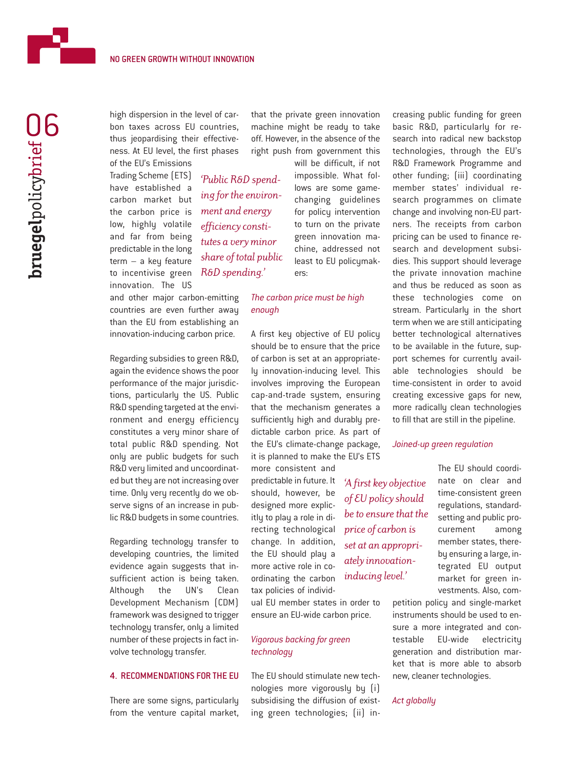high dispersion in the level of carbon taxes across EU countries, thus jeopardising their effectiveness. At EU level, the first phases of the EU's Emissions Trading Scheme (ETS) have established a carbon market but the carbon price is low, highly volatile and far from being predictable in the long term – a key feature to incentivise green innovation. The US and other major carbon-emitting countries are even further away than the EU from establishing an innovation-inducing carbon price.

*'Public R&D spending for the environment and energy efficiency constitutes a very minor share of total public R&D spending.'*

Regarding subsidies to green R&D, again the evidence shows the poor performance of the major jurisdictions, particularly the US. Public R&D spending targeted at the environment and energy efficiency constitutes a very minor share of total public R&D spending. Not only are public budgets for such R&D very limited and uncoordinated but they are not increasing over time. Only very recently do we observe signs of an increase in public R&D budgets in some countries.

Regarding technology transfer to developing countries, the limited evidence again suggests that insufficient action is being taken. Although the UN's Clean Development Mechanism (CDM) framework was designed to trigger technology transfer, only a limited number of these projects in fact involve technology transfer.

## 4. RECOMMENDATIONS FOR THE EU

There are some signs, particularly from the venture capital market, that the private green innovation machine might be ready to take off. However, in the absence of the right push from government this will be difficult, if not impossible. What follows are some game-changing guidelines for policy intervention to turn on the private green innovation machine, addressed not least to EU policymakers:

### *The carbon price must be high enough*

A first key objective of EU policy should be to ensure that the price of carbon is set at an appropriately innovation-inducing level. This involves improving the European cap-and-trade system, ensuring that the mechanism generates a sufficiently high and durably predictable carbon price. As part of the EU's climate-change package, it is planned to make the EU's ETS more consistent and predictable in future. It should, however, be designed more explicitly to play a role in directing technological change. In addition, the EU should play a more active role in coordinating the carbon tax policies of individual EU member states in order to ensure an EU-wide carbon price.

*'A first key objective of EU policy should be to ensure that the price of carbon is set at an appropriately innovation-inducing level.'*

### *Vigorous backing for green technology*

The EU should stimulate new technologies more vigorously by (i) subsidising the diffusion of existing green technologies; (ii) increasing public funding for green basic R&D, particularly for research into radical new backstop technologies, through the EU's R&D Framework Programme and other funding; (iii) coordinating member states' individual research programmes on climate change and involving non-EU partners. The receipts from carbon pricing can be used to finance research and development subsidies. This support should leverage the private innovation machine and thus be reduced as soon as these technologies come on stream. Particularly in the short term when we are still anticipating better technological alternatives to be available in the future, support schemes for currently available technologies should be time-consistent in order to avoid creating excessive gaps for new, more radically clean technologies to fill that are still in the pipeline.

### *Joined-up green regulation*

The EU should coordinate on clear and time-consistent green regulations, standard-setting and public procurement among member states, thereby ensuring a large, integrated EU output market for green investments. Also, competition policy and single-market instruments should be used to ensure a more integrated and contestable EU-wide electricity generation and distribution market that is more able to absorb new, cleaner technologies.

### *Act globally*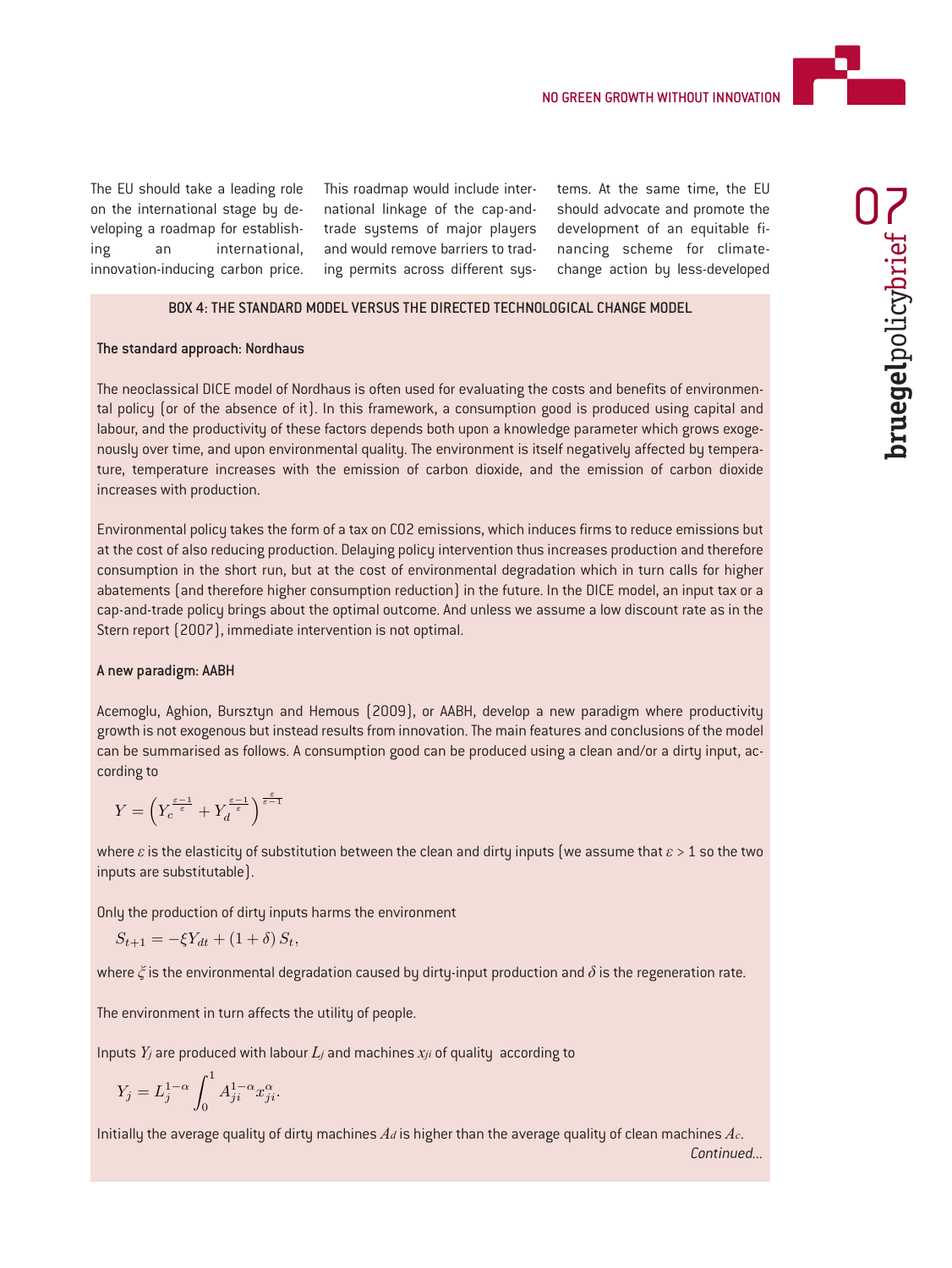The EU should take a leading role on the international stage by developing a roadmap for establishing an international, innovation-inducing carbon price. This roadmap would include international linkage of the cap-and-trade systems of major players and would remove barriers to trading permits across different systems. At the same time, the EU should advocate and promote the development of an equitable financing scheme for climate-change action by less-developed

### BOX 4: THE STANDARD MODEL VERSUS THE DIRECTED TECHNOLOGICAL CHANGE MODEL

**The standard approach: Nordhaus**

The neoclassical DICE model of Nordhaus is often used for evaluating the costs and benefits of environmental policy (or of the absence of it). In this framework, a consumption good is produced using capital and labour, and the productivity of these factors depends both upon a knowledge parameter which grows exogenously over time, and upon environmental quality. The environment is itself negatively affected by temperature, temperature increases with the emission of carbon dioxide, and the emission of carbon dioxide increases with production.

Environmental policy takes the form of a tax on $CO_2$ emissions, which induces firms to reduce emissions but at the cost of also reducing production. Delaying policy intervention thus increases production and therefore consumption in the short run, but at the cost of environmental degradation which in turn calls for higher abatements (and therefore higher consumption reduction) in the future. In the DICE model, an input tax or a cap-and-trade policy brings about the optimal outcome. And unless we assume a low discount rate as in the Stern report (2007), immediate intervention is not optimal.

**A new paradigm: AABH**

Acemoglu, Aghion, Bursztyn and Hemous (2009), or AABH, develop a new paradigm where productivity growth is not exogenous but instead results from innovation. The main features and conclusions of the model can be summarised as follows. A consumption good can be produced using a clean and/or a dirty input, according to

$$Y = \left(Y_c^{\frac{\varepsilon-1}{\varepsilon}} + Y_d^{\frac{\varepsilon-1}{\varepsilon}}\right)^{\frac{\varepsilon}{\varepsilon-1}}$$

where $\varepsilon$ is the elasticity of substitution between the clean and dirty inputs (we assume that $\varepsilon > 1$ so the two inputs are substitutable).

Only the production of dirty inputs harms the environment

$$S_{t+1} = -\xi Y_{dt} + (1+\delta) S_t,$$

where $\xi$ is the environmental degradation caused by dirty-input production and $\delta$ is the regeneration rate.

The environment in turn affects the utility of people.

Inputs $Y_j$ are produced with labour $L_j$ and machines $x_{ji}$ of quality according to

$$Y_j = L_j^{1-\alpha} \int_0^1 A_{ji}^{1-\alpha} x_{ji}^{\alpha}.$$

Initially the average quality of dirty machines $A_d$ is higher than the average quality of clean machines $A_c$.

*Continued...*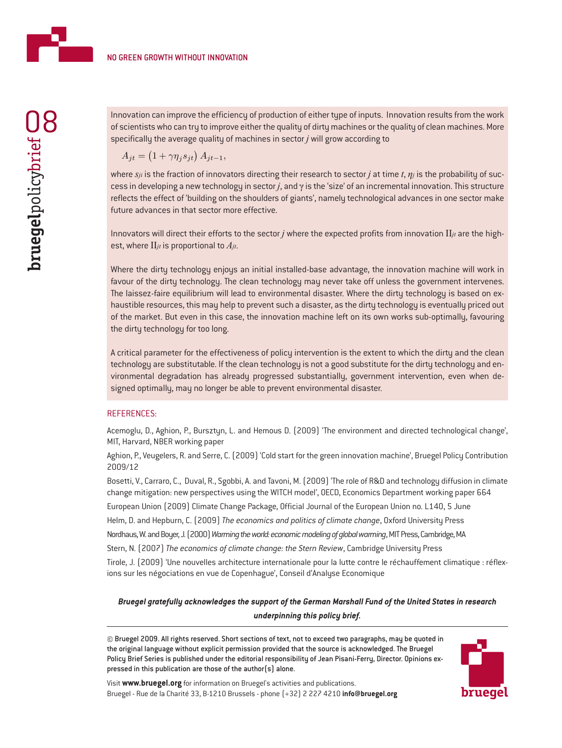Innovation can improve the efficiency of production of either type of inputs. Innovation results from the work of scientists who can try to improve either the quality of dirty machines or the quality of clean machines. More specifically the average quality of machines in sector $j$ will grow according to

$$A_{jt} = \left(1 + \gamma \eta_j s_{jt}\right) A_{jt-1},$$

where $s_{jt}$ is the fraction of innovators directing their research to sector $j$ at time $t$, $\eta_j$ is the probability of success in developing a new technology in sector $j$, and $\gamma$ is the 'size' of an incremental innovation. This structure reflects the effect of 'building on the shoulders of giants', namely technological advances in one sector make future advances in that sector more effective.

Innovators will direct their efforts to the sector $j$ where the expected profits from innovation $\Pi_{jt}$ are the highest, where $\Pi_{jt}$ is proportional to $A_{jt}$.

Where the dirty technology enjoys an initial installed-base advantage, the innovation machine will work in favour of the dirty technology. The clean technology may never take off unless the government intervenes. The laissez-faire equilibrium will lead to environmental disaster. Where the dirty technology is based on exhaustible resources, this may help to prevent such a disaster, as the dirty technology is eventually priced out of the market. But even in this case, the innovation machine left on its own works sub-optimally, favouring the dirty technology for too long.

A critical parameter for the effectiveness of policy intervention is the extent to which the dirty and the clean technology are substitutable. If the clean technology is not a good substitute for the dirty technology and environmental degradation has already progressed substantially, government intervention, even when designed optimally, may no longer be able to prevent environmental disaster.

## REFERENCES:

Acemoglu, D., Aghion, P., Bursztyn, L. and Hemous D. (2009) 'The environment and directed technological change', MIT, Harvard, NBER working paper

Aghion, P., Veugelers, R. and Serre, C. (2009) 'Cold start for the green innovation machine', Bruegel Policy Contribution 2009/12

Bosetti, V., Carraro, C., Duval, R., Sgobbi, A. and Tavoni, M. (2009) 'The role of R&D and technology diffusion in climate change mitigation: new perspectives using the WITCH model', OECD, Economics Department working paper 664

European Union (2009) Climate Change Package, Official Journal of the European Union no. L140, 5 June

Helm, D. and Hepburn, C. (2009) *The economics and politics of climate change*, Oxford University Press

Nordhaus, W. and Boyer, J. (2000) *Warming the world: economic modeling of global warming*, MIT Press, Cambridge, MA

Stern, N. (2007) *The economics of climate change: the Stern Review*, Cambridge University Press

Tirole, J. (2009) 'Une nouvelles architecture internationale pour la lutte contre le réchauffement climatique : réflexions sur les négociations en vue de Copenhague', Conseil d'Analyse Economique

***Bruegel gratefully acknowledges the support of the German Marshall Fund of the United States in research underpinning this policy brief.***

© Bruegel 2009. All rights reserved. Short sections of text, not to exceed two paragraphs, may be quoted in the original language without explicit permission provided that the source is acknowledged. The Bruegel Policy Brief Series is published under the editorial responsibility of Jean Pisani-Ferry, Director. Opinions expressed in this publication are those of the author(s) alone.

Visit **www.bruegel.org** for information on Bruegel's activities and publications.
Bruegel - Rue de la Charité 33, B-1210 Brussels - phone (+32) 2 227 4210 **info@bruegel.org**